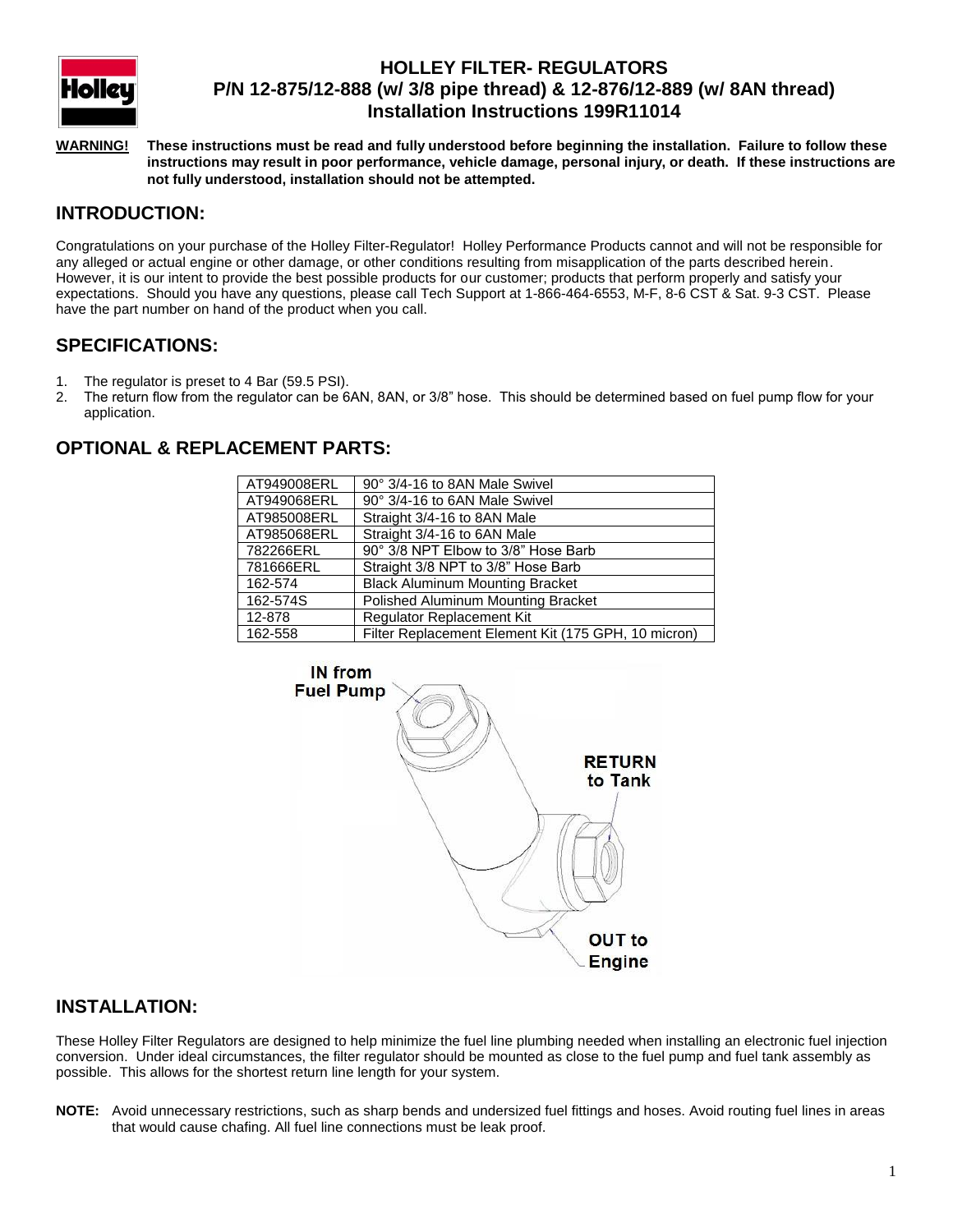# HOLLEY FILTER- REGULATORS
## P/N 12-875/12-888 (w/ 3/8 pipe thread) & 12-876/12-889 (w/ 8AN thread)
## Installation Instructions 199R11014

**WARNING!** **These instructions must be read and fully understood before beginning the installation. Failure to follow these instructions may result in poor performance, vehicle damage, personal injury, or death. If these instructions are not fully understood, installation should not be attempted.**

## INTRODUCTION:

Congratulations on your purchase of the Holley Filter-Regulator! Holley Performance Products cannot and will not be responsible for any alleged or actual engine or other damage, or other conditions resulting from misapplication of the parts described herein. However, it is our intent to provide the best possible products for our customer; products that perform properly and satisfy your expectations. Should you have any questions, please call Tech Support at 1-866-464-6553, M-F, 8-6 CST & Sat. 9-3 CST. Please have the part number on hand of the product when you call.

## SPECIFICATIONS:

1. The regulator is preset to 4 Bar (59.5 PSI).
2. The return flow from the regulator can be 6AN, 8AN, or 3/8" hose. This should be determined based on fuel pump flow for your application.

## OPTIONAL & REPLACEMENT PARTS:

| | |
|---|---|
| AT949008ERL | 90° 3/4-16 to 8AN Male Swivel |
| AT949068ERL | 90° 3/4-16 to 6AN Male Swivel |
| AT985008ERL | Straight 3/4-16 to 8AN Male |
| AT985068ERL | Straight 3/4-16 to 6AN Male |
| 782266ERL | 90° 3/8 NPT Elbow to 3/8" Hose Barb |
| 781666ERL | Straight 3/8 NPT to 3/8" Hose Barb |
| 162-574 | Black Aluminum Mounting Bracket |
| 162-574S | Polished Aluminum Mounting Bracket |
| 12-878 | Regulator Replacement Kit |
| 162-558 | Filter Replacement Element Kit (175 GPH, 10 micron) |

IN from Fuel Pump

RETURN to Tank

OUT to Engine

## INSTALLATION:

These Holley Filter Regulators are designed to help minimize the fuel line plumbing needed when installing an electronic fuel injection conversion. Under ideal circumstances, the filter regulator should be mounted as close to the fuel pump and fuel tank assembly as possible. This allows for the shortest return line length for your system.

**NOTE:** Avoid unnecessary restrictions, such as sharp bends and undersized fuel fittings and hoses. Avoid routing fuel lines in areas that would cause chafing. All fuel line connections must be leak proof.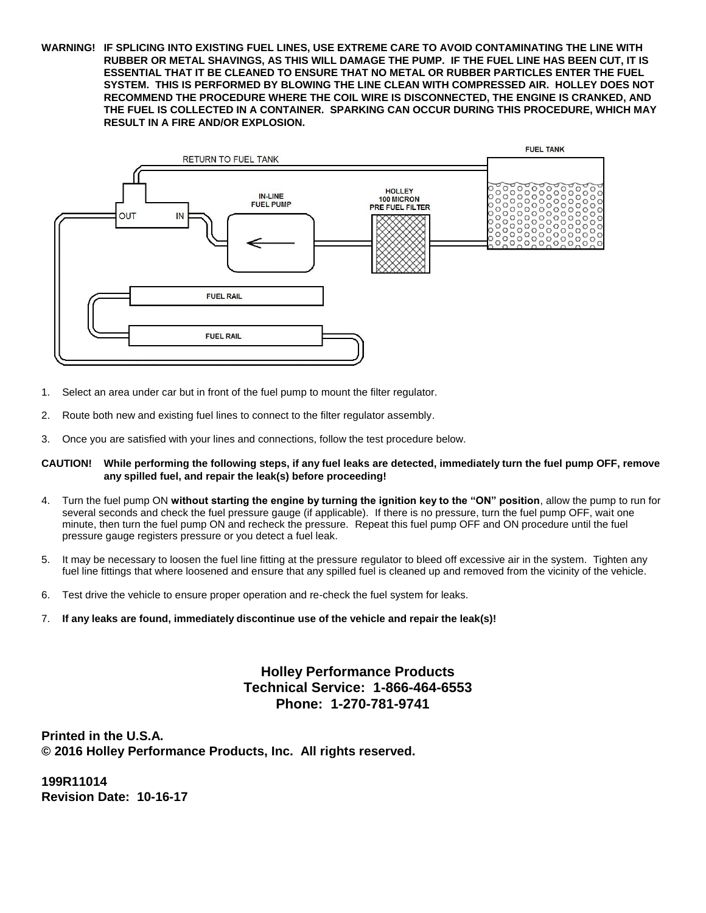**WARNING!** **IF SPLICING INTO EXISTING FUEL LINES, USE EXTREME CARE TO AVOID CONTAMINATING THE LINE WITH RUBBER OR METAL SHAVINGS, AS THIS WILL DAMAGE THE PUMP. IF THE FUEL LINE HAS BEEN CUT, IT IS ESSENTIAL THAT IT BE CLEANED TO ENSURE THAT NO METAL OR RUBBER PARTICLES ENTER THE FUEL SYSTEM. THIS IS PERFORMED BY BLOWING THE LINE CLEAN WITH COMPRESSED AIR. HOLLEY DOES NOT RECOMMEND THE PROCEDURE WHERE THE COIL WIRE IS DISCONNECTED, THE ENGINE IS CRANKED, AND THE FUEL IS COLLECTED IN A CONTAINER. SPARKING CAN OCCUR DURING THIS PROCEDURE, WHICH MAY RESULT IN A FIRE AND/OR EXPLOSION.**

FUEL TANK
RETURN TO FUEL TANK
IN-LINE FUEL PUMP
HOLLEY 100 MICRON PRE FUEL FILTER
OUT
IN
FUEL RAIL
FUEL RAIL

1. Select an area under car but in front of the fuel pump to mount the filter regulator.
2. Route both new and existing fuel lines to connect to the filter regulator assembly.
3. Once you are satisfied with your lines and connections, follow the test procedure below.

**CAUTION!** **While performing the following steps, if any fuel leaks are detected, immediately turn the fuel pump OFF, remove any spilled fuel, and repair the leak(s) before proceeding!**

4. Turn the fuel pump ON **without starting the engine by turning the ignition key to the "ON" position**, allow the pump to run for several seconds and check the fuel pressure gauge (if applicable). If there is no pressure, turn the fuel pump OFF, wait one minute, then turn the fuel pump ON and recheck the pressure. Repeat this fuel pump OFF and ON procedure until the fuel pressure gauge registers pressure or you detect a fuel leak.
5. It may be necessary to loosen the fuel line fitting at the pressure regulator to bleed off excessive air in the system. Tighten any fuel line fittings that where loosened and ensure that any spilled fuel is cleaned up and removed from the vicinity of the vehicle.
6. Test drive the vehicle to ensure proper operation and re-check the fuel system for leaks.
7. **If any leaks are found, immediately discontinue use of the vehicle and repair the leak(s)!**

**Holley Performance Products**
**Technical Service: 1-866-464-6553**
**Phone: 1-270-781-9741**

**Printed in the U.S.A.**
**© 2016 Holley Performance Products, Inc. All rights reserved.**

**199R11014**
**Revision Date: 10-16-17**